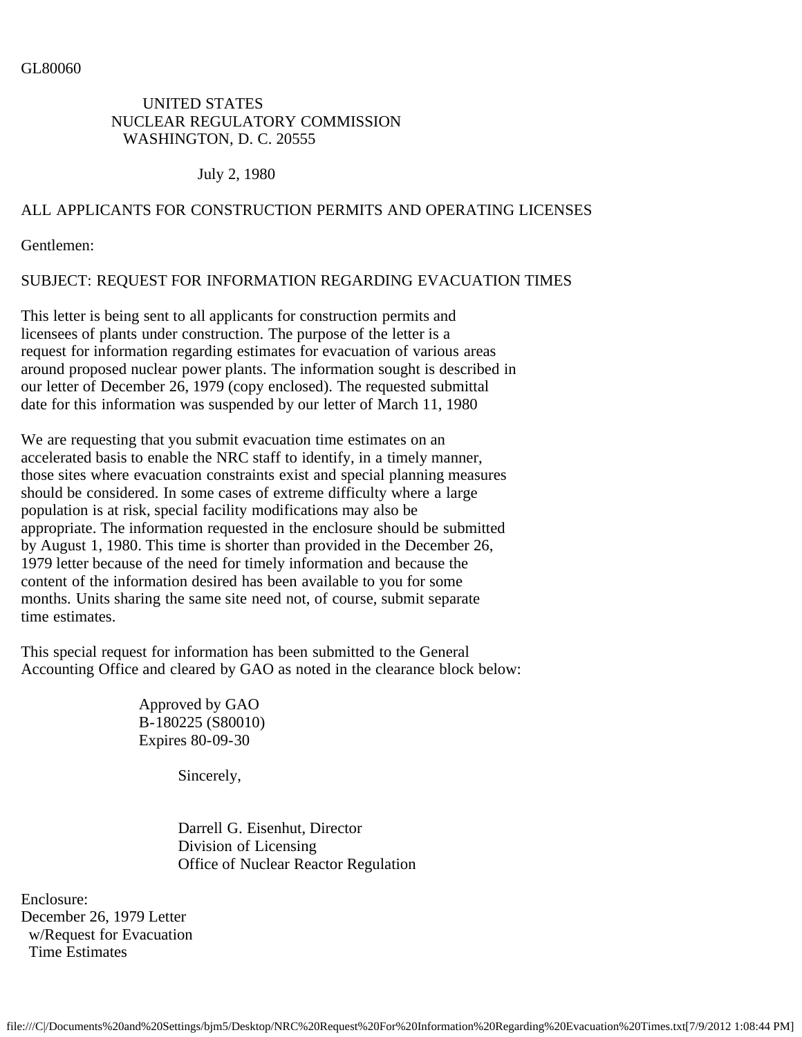GL80060

UNITED STATES
NUCLEAR REGULATORY COMMISSION
WASHINGTON, D. C. 20555

July 2, 1980

ALL APPLICANTS FOR CONSTRUCTION PERMITS AND OPERATING LICENSES

Gentlemen:

SUBJECT: REQUEST FOR INFORMATION REGARDING EVACUATION TIMES

This letter is being sent to all applicants for construction permits and licensees of plants under construction. The purpose of the letter is a request for information regarding estimates for evacuation of various areas around proposed nuclear power plants. The information sought is described in our letter of December 26, 1979 (copy enclosed). The requested submittal date for this information was suspended by our letter of March 11, 1980

We are requesting that you submit evacuation time estimates on an accelerated basis to enable the NRC staff to identify, in a timely manner, those sites where evacuation constraints exist and special planning measures should be considered. In some cases of extreme difficulty where a large population is at risk, special facility modifications may also be appropriate. The information requested in the enclosure should be submitted by August 1, 1980. This time is shorter than provided in the December 26, 1979 letter because of the need for timely information and because the content of the information desired has been available to you for some months. Units sharing the same site need not, of course, submit separate time estimates.

This special request for information has been submitted to the General Accounting Office and cleared by GAO as noted in the clearance block below:

Approved by GAO
B-180225 (S80010)
Expires 80-09-30

Sincerely,

Darrell G. Eisenhut, Director
Division of Licensing
Office of Nuclear Reactor Regulation

Enclosure:
December 26, 1979 Letter
w/Request for Evacuation
Time Estimates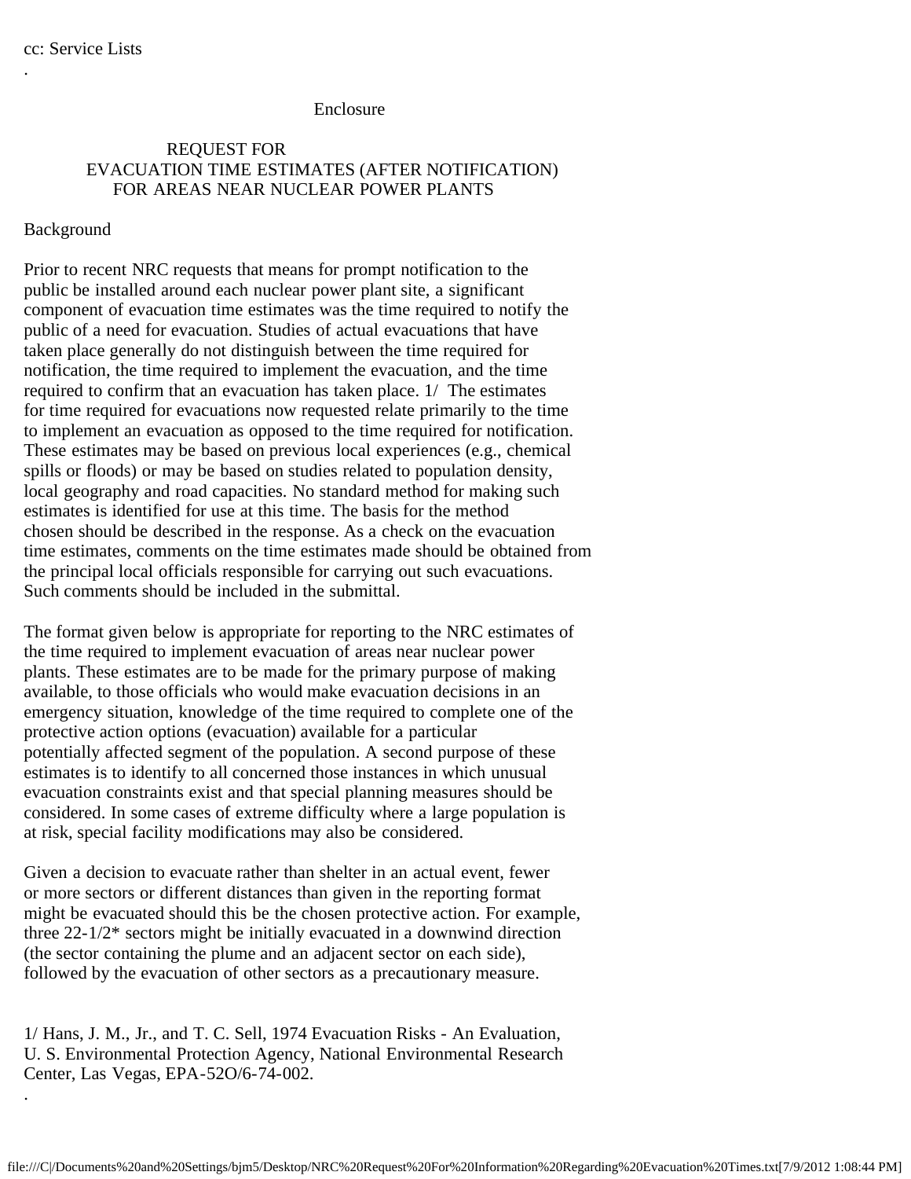cc: Service Lists

.

Enclosure

## REQUEST FOR EVACUATION TIME ESTIMATES (AFTER NOTIFICATION) FOR AREAS NEAR NUCLEAR POWER PLANTS

Background

Prior to recent NRC requests that means for prompt notification to the public be installed around each nuclear power plant site, a significant component of evacuation time estimates was the time required to notify the public of a need for evacuation. Studies of actual evacuations that have taken place generally do not distinguish between the time required for notification, the time required to implement the evacuation, and the time required to confirm that an evacuation has taken place. 1/ The estimates for time required for evacuations now requested relate primarily to the time to implement an evacuation as opposed to the time required for notification. These estimates may be based on previous local experiences (e.g., chemical spills or floods) or may be based on studies related to population density, local geography and road capacities. No standard method for making such estimates is identified for use at this time. The basis for the method chosen should be described in the response. As a check on the evacuation time estimates, comments on the time estimates made should be obtained from the principal local officials responsible for carrying out such evacuations. Such comments should be included in the submittal.

The format given below is appropriate for reporting to the NRC estimates of the time required to implement evacuation of areas near nuclear power plants. These estimates are to be made for the primary purpose of making available, to those officials who would make evacuation decisions in an emergency situation, knowledge of the time required to complete one of the protective action options (evacuation) available for a particular potentially affected segment of the population. A second purpose of these estimates is to identify to all concerned those instances in which unusual evacuation constraints exist and that special planning measures should be considered. In some cases of extreme difficulty where a large population is at risk, special facility modifications may also be considered.

Given a decision to evacuate rather than shelter in an actual event, fewer or more sectors or different distances than given in the reporting format might be evacuated should this be the chosen protective action. For example, three 22-1/2* sectors might be initially evacuated in a downwind direction (the sector containing the plume and an adjacent sector on each side), followed by the evacuation of other sectors as a precautionary measure.

1/ Hans, J. M., Jr., and T. C. Sell, 1974 Evacuation Risks - An Evaluation, U. S. Environmental Protection Agency, National Environmental Research Center, Las Vegas, EPA-52O/6-74-002.

.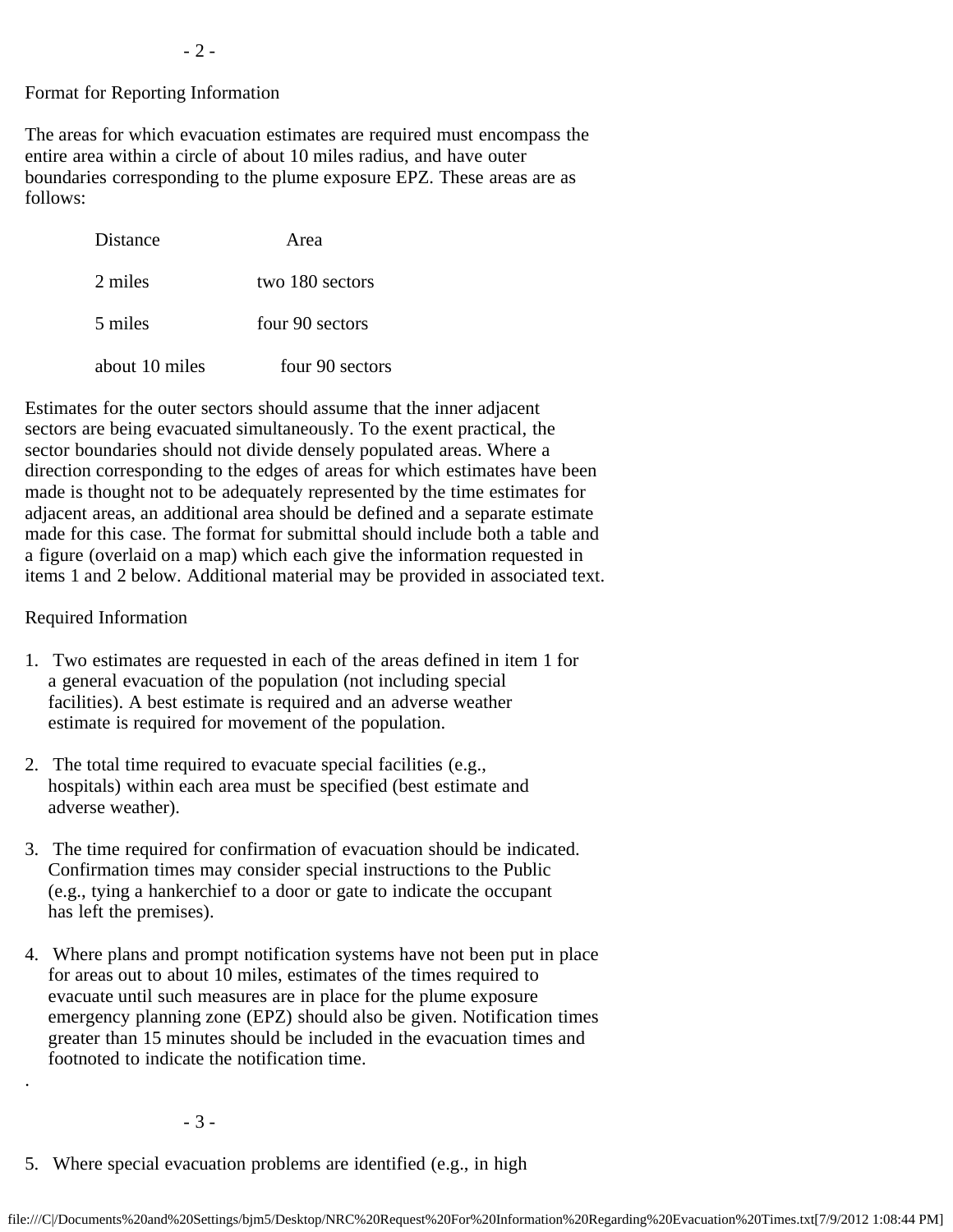Format for Reporting Information

The areas for which evacuation estimates are required must encompass the entire area within a circle of about 10 miles radius, and have outer boundaries corresponding to the plume exposure EPZ. These areas are as follows:

| Distance | Area |
|---|---|
| 2 miles | two 180 sectors |
| 5 miles | four 90 sectors |
| about 10 miles | four 90 sectors |

Estimates for the outer sectors should assume that the inner adjacent sectors are being evacuated simultaneously. To the exent practical, the sector boundaries should not divide densely populated areas. Where a direction corresponding to the edges of areas for which estimates have been made is thought not to be adequately represented by the time estimates for adjacent areas, an additional area should be defined and a separate estimate made for this case. The format for submittal should include both a table and a figure (overlaid on a map) which each give the information requested in items 1 and 2 below. Additional material may be provided in associated text.

Required Information

1. Two estimates are requested in each of the areas defined in item 1 for a general evacuation of the population (not including special facilities). A best estimate is required and an adverse weather estimate is required for movement of the population.

2. The total time required to evacuate special facilities (e.g., hospitals) within each area must be specified (best estimate and adverse weather).

3. The time required for confirmation of evacuation should be indicated. Confirmation times may consider special instructions to the Public (e.g., tying a hankerchief to a door or gate to indicate the occupant has left the premises).

4. Where plans and prompt notification systems have not been put in place for areas out to about 10 miles, estimates of the times required to evacuate until such measures are in place for the plume exposure emergency planning zone (EPZ) should also be given. Notification times greater than 15 minutes should be included in the evacuation times and footnoted to indicate the notification time.

5. Where special evacuation problems are identified (e.g., in high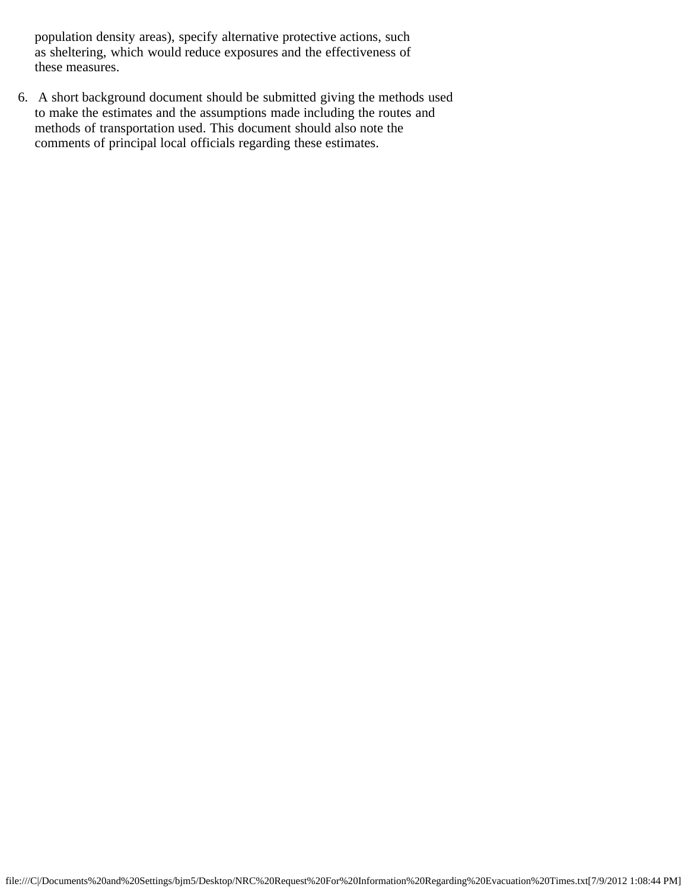population density areas), specify alternative protective actions, such as sheltering, which would reduce exposures and the effectiveness of these measures.

6. A short background document should be submitted giving the methods used to make the estimates and the assumptions made including the routes and methods of transportation used. This document should also note the comments of principal local officials regarding these estimates.